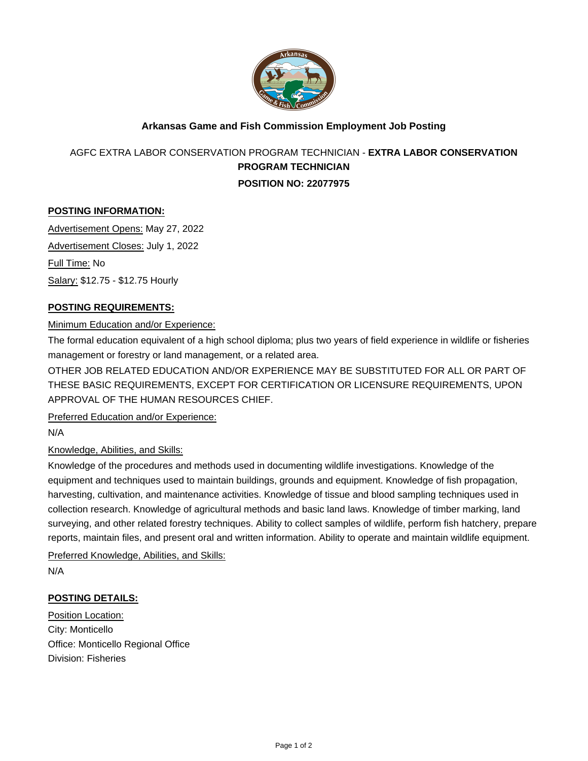# Arkansas Game and Fish Commission Employment Job Posting

AGFC EXTRA LABOR CONSERVATION PROGRAM TECHNICIAN - **EXTRA LABOR CONSERVATION PROGRAM TECHNICIAN**

**POSITION NO: 22077975**

## POSTING INFORMATION:

Advertisement Opens: May 27, 2022

Advertisement Closes: July 1, 2022

Full Time: No

Salary: $12.75 - $12.75 Hourly

## POSTING REQUIREMENTS:

Minimum Education and/or Experience:

The formal education equivalent of a high school diploma; plus two years of field experience in wildlife or fisheries management or forestry or land management, or a related area.

OTHER JOB RELATED EDUCATION AND/OR EXPERIENCE MAY BE SUBSTITUTED FOR ALL OR PART OF THESE BASIC REQUIREMENTS, EXCEPT FOR CERTIFICATION OR LICENSURE REQUIREMENTS, UPON APPROVAL OF THE HUMAN RESOURCES CHIEF.

Preferred Education and/or Experience:

N/A

Knowledge, Abilities, and Skills:

Knowledge of the procedures and methods used in documenting wildlife investigations. Knowledge of the equipment and techniques used to maintain buildings, grounds and equipment. Knowledge of fish propagation, harvesting, cultivation, and maintenance activities. Knowledge of tissue and blood sampling techniques used in collection research. Knowledge of agricultural methods and basic land laws. Knowledge of timber marking, land surveying, and other related forestry techniques. Ability to collect samples of wildlife, perform fish hatchery, prepare reports, maintain files, and present oral and written information. Ability to operate and maintain wildlife equipment.

Preferred Knowledge, Abilities, and Skills:

N/A

## POSTING DETAILS:

Position Location:

City: Monticello

Office: Monticello Regional Office

Division: Fisheries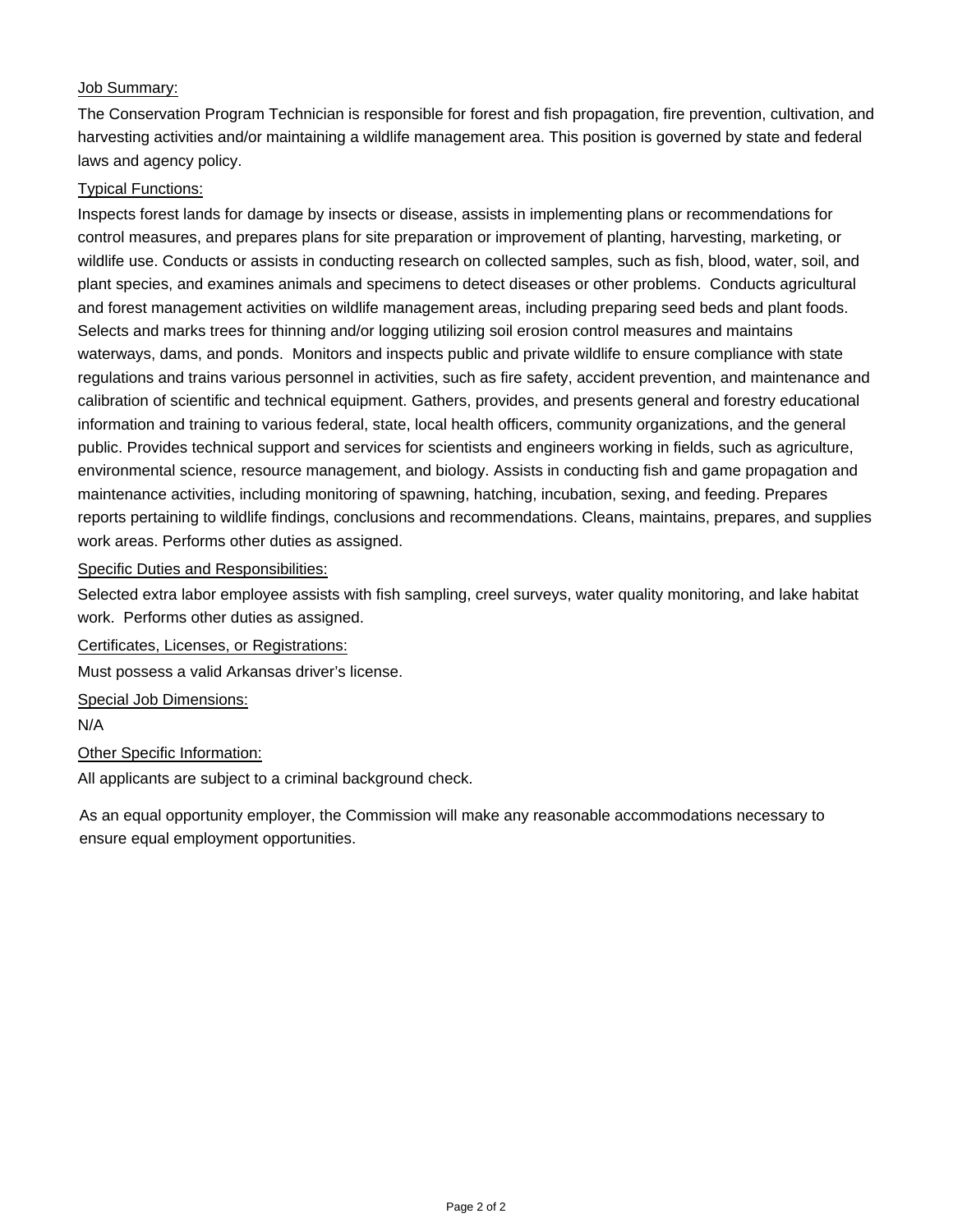Job Summary:

The Conservation Program Technician is responsible for forest and fish propagation, fire prevention, cultivation, and harvesting activities and/or maintaining a wildlife management area. This position is governed by state and federal laws and agency policy.

Typical Functions:

Inspects forest lands for damage by insects or disease, assists in implementing plans or recommendations for control measures, and prepares plans for site preparation or improvement of planting, harvesting, marketing, or wildlife use. Conducts or assists in conducting research on collected samples, such as fish, blood, water, soil, and plant species, and examines animals and specimens to detect diseases or other problems. Conducts agricultural and forest management activities on wildlife management areas, including preparing seed beds and plant foods. Selects and marks trees for thinning and/or logging utilizing soil erosion control measures and maintains waterways, dams, and ponds. Monitors and inspects public and private wildlife to ensure compliance with state regulations and trains various personnel in activities, such as fire safety, accident prevention, and maintenance and calibration of scientific and technical equipment. Gathers, provides, and presents general and forestry educational information and training to various federal, state, local health officers, community organizations, and the general public. Provides technical support and services for scientists and engineers working in fields, such as agriculture, environmental science, resource management, and biology. Assists in conducting fish and game propagation and maintenance activities, including monitoring of spawning, hatching, incubation, sexing, and feeding. Prepares reports pertaining to wildlife findings, conclusions and recommendations. Cleans, maintains, prepares, and supplies work areas. Performs other duties as assigned.

Specific Duties and Responsibilities:

Selected extra labor employee assists with fish sampling, creel surveys, water quality monitoring, and lake habitat work. Performs other duties as assigned.

Certificates, Licenses, or Registrations:

Must possess a valid Arkansas driver's license.

Special Job Dimensions:

N/A

Other Specific Information:

All applicants are subject to a criminal background check.

As an equal opportunity employer, the Commission will make any reasonable accommodations necessary to ensure equal employment opportunities.